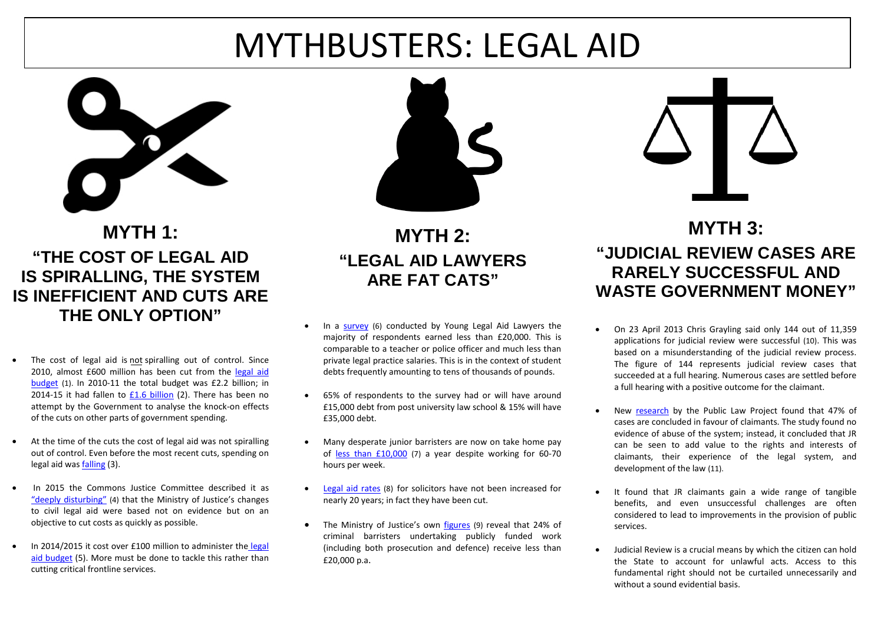# MYTHBUSTERS: LEGAL AID

## MYTH 1: "THE COST OF LEGAL AID IS SPIRALLING, THE SYSTEM IS INEFFICIENT AND CUTS ARE THE ONLY OPTION"

- The cost of legal aid is not spiralling out of control. Since 2010, almost £600 million has been cut from the legal aid budget (1). In 2010-11 the total budget was £2.2 billion; in 2014-15 it had fallen to £1.6 billion (2). There has been no attempt by the Government to analyse the knock-on effects of the cuts on other parts of government spending.
- At the time of the cuts the cost of legal aid was not spiralling out of control. Even before the most recent cuts, spending on legal aid was falling (3).
- In 2015 the Commons Justice Committee described it as "deeply disturbing" (4) that the Ministry of Justice's changes to civil legal aid were based not on evidence but on an objective to cut costs as quickly as possible.
- In 2014/2015 it cost over £100 million to administer the legal aid budget (5). More must be done to tackle this rather than cutting critical frontline services.

## MYTH 2: "LEGAL AID LAWYERS ARE FAT CATS"

- In a survey (6) conducted by Young Legal Aid Lawyers the majority of respondents earned less than £20,000. This is comparable to a teacher or police officer and much less than private legal practice salaries. This is in the context of student debts frequently amounting to tens of thousands of pounds.
- 65% of respondents to the survey had or will have around £15,000 debt from post university law school & 15% will have £35,000 debt.
- Many desperate junior barristers are now on take home pay of less than £10,000 (7) a year despite working for 60-70 hours per week.
- Legal aid rates (8) for solicitors have not been increased for nearly 20 years; in fact they have been cut.
- The Ministry of Justice's own figures (9) reveal that 24% of criminal barristers undertaking publicly funded work (including both prosecution and defence) receive less than £20,000 p.a.

## MYTH 3: "JUDICIAL REVIEW CASES ARE RARELY SUCCESSFUL AND WASTE GOVERNMENT MONEY"

- On 23 April 2013 Chris Grayling said only 144 out of 11,359 applications for judicial review were successful (10). This was based on a misunderstanding of the judicial review process. The figure of 144 represents judicial review cases that succeeded at a full hearing. Numerous cases are settled before a full hearing with a positive outcome for the claimant.
- New research by the Public Law Project found that 47% of cases are concluded in favour of claimants. The study found no evidence of abuse of the system; instead, it concluded that JR can be seen to add value to the rights and interests of claimants, their experience of the legal system, and development of the law (11).
- It found that JR claimants gain a wide range of tangible benefits, and even unsuccessful challenges are often considered to lead to improvements in the provision of public services.
- Judicial Review is a crucial means by which the citizen can hold the State to account for unlawful acts. Access to this fundamental right should not be curtailed unnecessarily and without a sound evidential basis.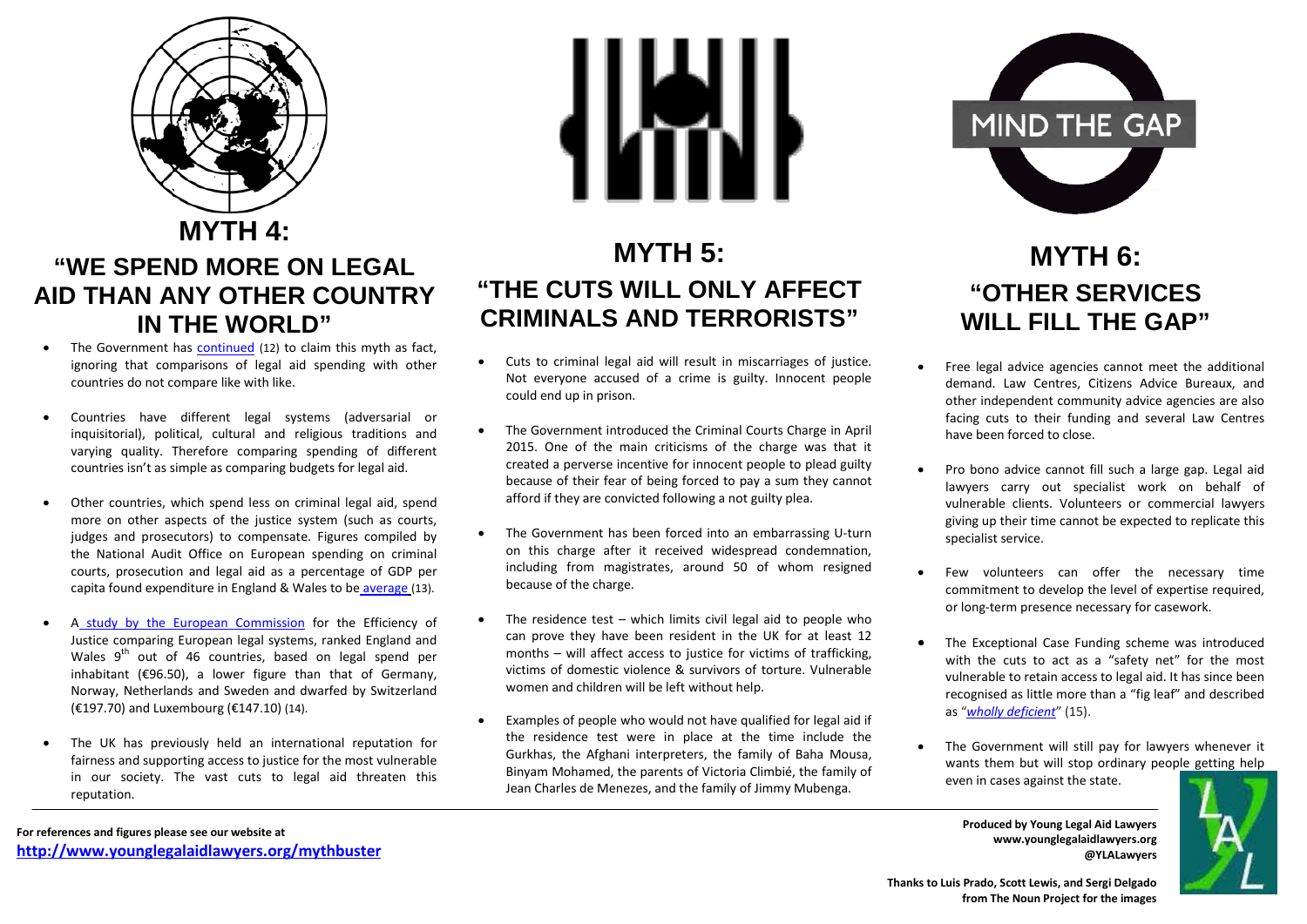## MYTH 4:

## "WE SPEND MORE ON LEGAL AID THAN ANY OTHER COUNTRY IN THE WORLD"

- The Government has continued (12) to claim this myth as fact, ignoring that comparisons of legal aid spending with other countries do not compare like with like.
- Countries have different legal systems (adversarial or inquisitorial), political, cultural and religious traditions and varying quality. Therefore comparing spending of different countries isn't as simple as comparing budgets for legal aid.
- Other countries, which spend less on criminal legal aid, spend more on other aspects of the justice system (such as courts, judges and prosecutors) to compensate. Figures compiled by the National Audit Office on European spending on criminal courts, prosecution and legal aid as a percentage of GDP per capita found expenditure in England & Wales to be average (13).
- A study by the European Commission for the Efficiency of Justice comparing European legal systems, ranked England and Wales 9th out of 46 countries, based on legal spend per inhabitant (€96.50), a lower figure than that of Germany, Norway, Netherlands and Sweden and dwarfed by Switzerland (€197.70) and Luxembourg (€147.10) (14).
- The UK has previously held an international reputation for fairness and supporting access to justice for the most vulnerable in our society. The vast cuts to legal aid threaten this reputation.

## MYTH 5:

## "THE CUTS WILL ONLY AFFECT CRIMINALS AND TERRORISTS"

- Cuts to criminal legal aid will result in miscarriages of justice. Not everyone accused of a crime is guilty. Innocent people could end up in prison.
- The Government introduced the Criminal Courts Charge in April 2015. One of the main criticisms of the charge was that it created a perverse incentive for innocent people to plead guilty because of their fear of being forced to pay a sum they cannot afford if they are convicted following a not guilty plea.
- The Government has been forced into an embarrassing U-turn on this charge after it received widespread condemnation, including from magistrates, around 50 of whom resigned because of the charge.
- The residence test – which limits civil legal aid to people who can prove they have been resident in the UK for at least 12 months – will affect access to justice for victims of trafficking, victims of domestic violence & survivors of torture. Vulnerable women and children will be left without help.
- Examples of people who would not have qualified for legal aid if the residence test were in place at the time include the Gurkhas, the Afghani interpreters, the family of Baha Mousa, Binyam Mohamed, the parents of Victoria Climbié, the family of Jean Charles de Menezes, and the family of Jimmy Mubenga.

MIND THE GAP

## MYTH 6:

## "OTHER SERVICES WILL FILL THE GAP"

- Free legal advice agencies cannot meet the additional demand. Law Centres, Citizens Advice Bureaux, and other independent community advice agencies are also facing cuts to their funding and several Law Centres have been forced to close.
- Pro bono advice cannot fill such a large gap. Legal aid lawyers carry out specialist work on behalf of vulnerable clients. Volunteers or commercial lawyers giving up their time cannot be expected to replicate this specialist service.
- Few volunteers can offer the necessary time commitment to develop the level of expertise required, or long-term presence necessary for casework.
- The Exceptional Case Funding scheme was introduced with the cuts to act as a "safety net" for the most vulnerable to retain access to legal aid. It has since been recognised as little more than a "fig leaf" and described as "*wholly deficient*" (15).
- The Government will still pay for lawyers whenever it wants them but will stop ordinary people getting help even in cases against the state.

**For references and figures please see our website at**
**http://www.younglegalaidlawyers.org/mythbuster**

**Produced by Young Legal Aid Lawyers**
**www.younglegalaidlawyers.org**
**@YLALawyers**

**Thanks to Luis Prado, Scott Lewis, and Sergi Delgado from The Noun Project for the images**